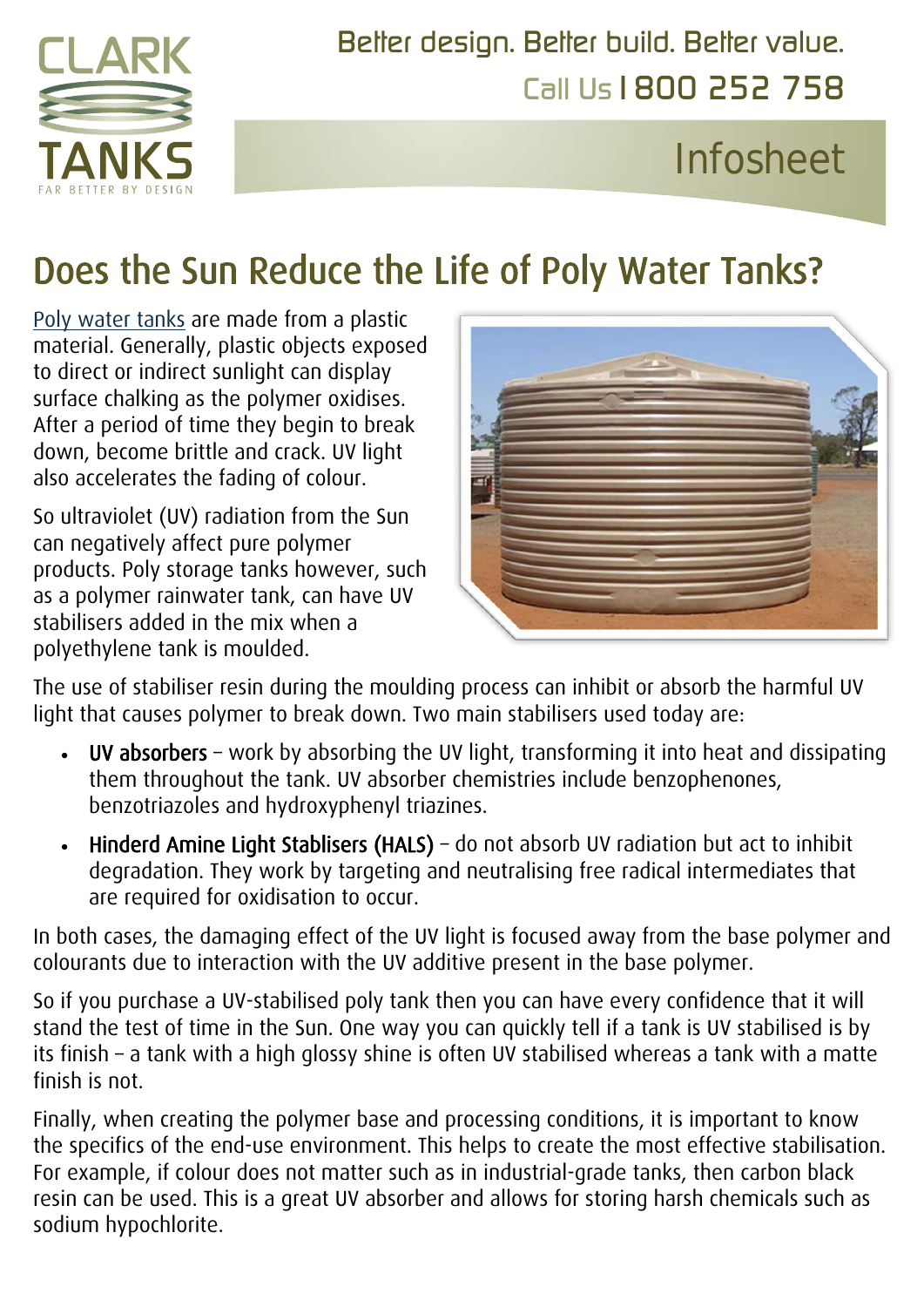Better design. Better build. Better value.

Call Us 1800 252 758

Infosheet

# Does the Sun Reduce the Life of Poly Water Tanks?

Poly water tanks are made from a plastic material. Generally, plastic objects exposed to direct or indirect sunlight can display surface chalking as the polymer oxidises. After a period of time they begin to break down, become brittle and crack. UV light also accelerates the fading of colour.

So ultraviolet (UV) radiation from the Sun can negatively affect pure polymer products. Poly storage tanks however, such as a polymer rainwater tank, can have UV stabilisers added in the mix when a polyethylene tank is moulded.

The use of stabiliser resin during the moulding process can inhibit or absorb the harmful UV light that causes polymer to break down. Two main stabilisers used today are:

- **UV absorbers** – work by absorbing the UV light, transforming it into heat and dissipating them throughout the tank. UV absorber chemistries include benzophenones, benzotriazoles and hydroxyphenyl triazines.
- **Hinderd Amine Light Stablisers (HALS)** – do not absorb UV radiation but act to inhibit degradation. They work by targeting and neutralising free radical intermediates that are required for oxidisation to occur.

In both cases, the damaging effect of the UV light is focused away from the base polymer and colourants due to interaction with the UV additive present in the base polymer.

So if you purchase a UV-stabilised poly tank then you can have every confidence that it will stand the test of time in the Sun. One way you can quickly tell if a tank is UV stabilised is by its finish – a tank with a high glossy shine is often UV stabilised whereas a tank with a matte finish is not.

Finally, when creating the polymer base and processing conditions, it is important to know the specifics of the end-use environment. This helps to create the most effective stabilisation. For example, if colour does not matter such as in industrial-grade tanks, then carbon black resin can be used. This is a great UV absorber and allows for storing harsh chemicals such as sodium hypochlorite.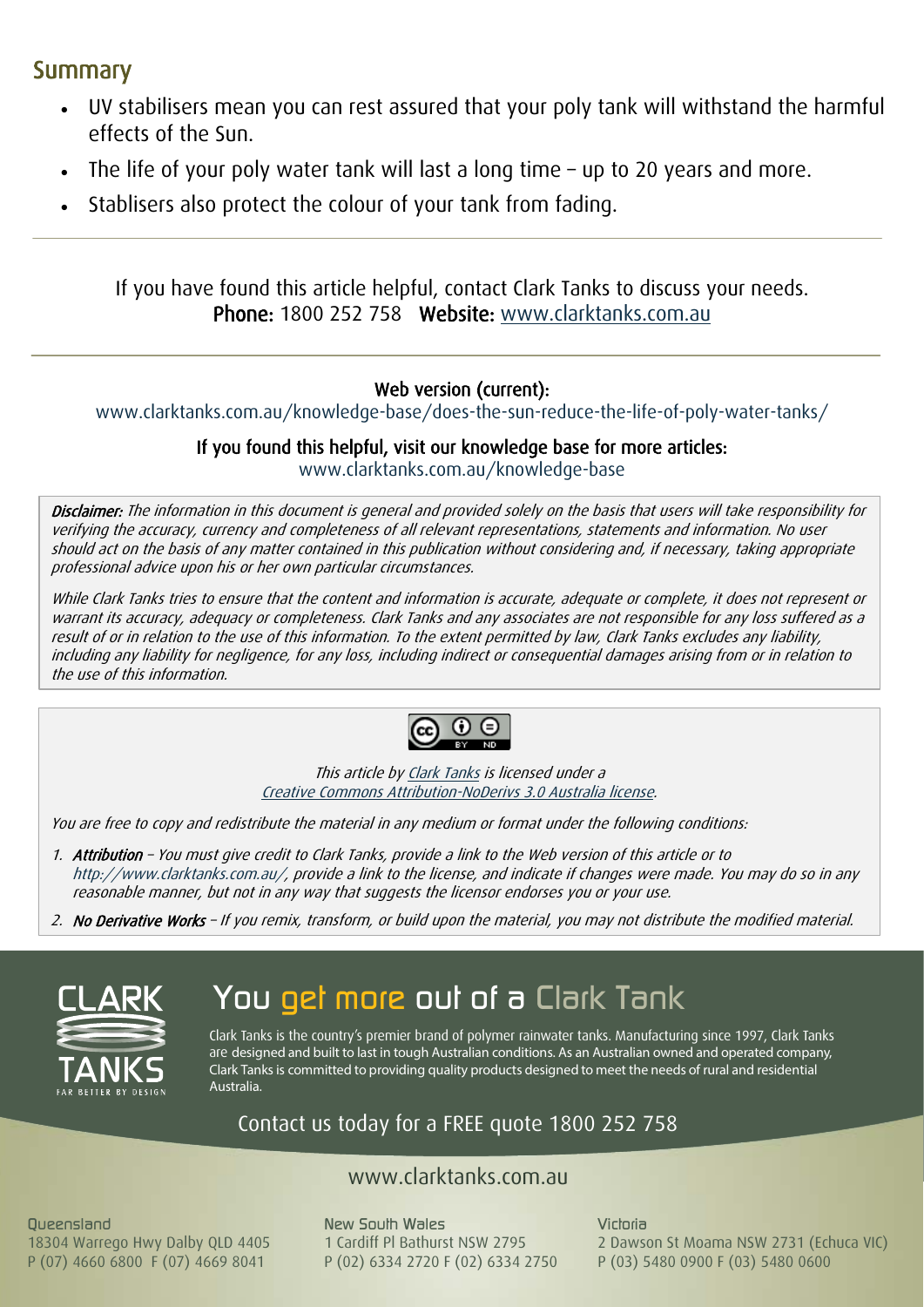## Summary

- UV stabilisers mean you can rest assured that your poly tank will withstand the harmful effects of the Sun.
- The life of your poly water tank will last a long time – up to 20 years and more.
- Stablisers also protect the colour of your tank from fading.

---

If you have found this article helpful, contact Clark Tanks to discuss your needs.
**Phone:** 1800 252 758 **Website:** www.clarktanks.com.au

---

**Web version (current):**
www.clarktanks.com.au/knowledge-base/does-the-sun-reduce-the-life-of-poly-water-tanks/

**If you found this helpful, visit our knowledge base for more articles:**
www.clarktanks.com.au/knowledge-base

***Disclaimer:*** *The information in this document is general and provided solely on the basis that users will take responsibility for verifying the accuracy, currency and completeness of all relevant representations, statements and information. No user should act on the basis of any matter contained in this publication without considering and, if necessary, taking appropriate professional advice upon his or her own particular circumstances.*

*While Clark Tanks tries to ensure that the content and information is accurate, adequate or complete, it does not represent or warrant its accuracy, adequacy or completeness. Clark Tanks and any associates are not responsible for any loss suffered as a result of or in relation to the use of this information. To the extent permitted by law, Clark Tanks excludes any liability, including any liability for negligence, for any loss, including indirect or consequential damages arising from or in relation to the use of this information.*

*This article by Clark Tanks is licensed under a Creative Commons Attribution-NoDerivs 3.0 Australia license.*

*You are free to copy and redistribute the material in any medium or format under the following conditions:*

1. ***Attribution*** *– You must give credit to Clark Tanks, provide a link to the Web version of this article or to http://www.clarktanks.com.au/, provide a link to the license, and indicate if changes were made. You may do so in any reasonable manner, but not in any way that suggests the licensor endorses you or your use.*
2. ***No Derivative Works*** *– If you remix, transform, or build upon the material, you may not distribute the modified material.*

CLARK TANKS
FAR BETTER BY DESIGN

## You get more out of a Clark Tank

Clark Tanks is the country's premier brand of polymer rainwater tanks. Manufacturing since 1997, Clark Tanks are designed and built to last in tough Australian conditions. As an Australian owned and operated company, Clark Tanks is committed to providing quality products designed to meet the needs of rural and residential Australia.

Contact us today for a FREE quote 1800 252 758

www.clarktanks.com.au

Queensland
18304 Warrego Hwy Dalby QLD 4405
P (07) 4660 6800 F (07) 4669 8041

New South Wales
1 Cardiff Pl Bathurst NSW 2795
P (02) 6334 2720 F (02) 6334 2750

Victoria
2 Dawson St Moama NSW 2731 (Echuca VIC)
P (03) 5480 0900 F (03) 5480 0600